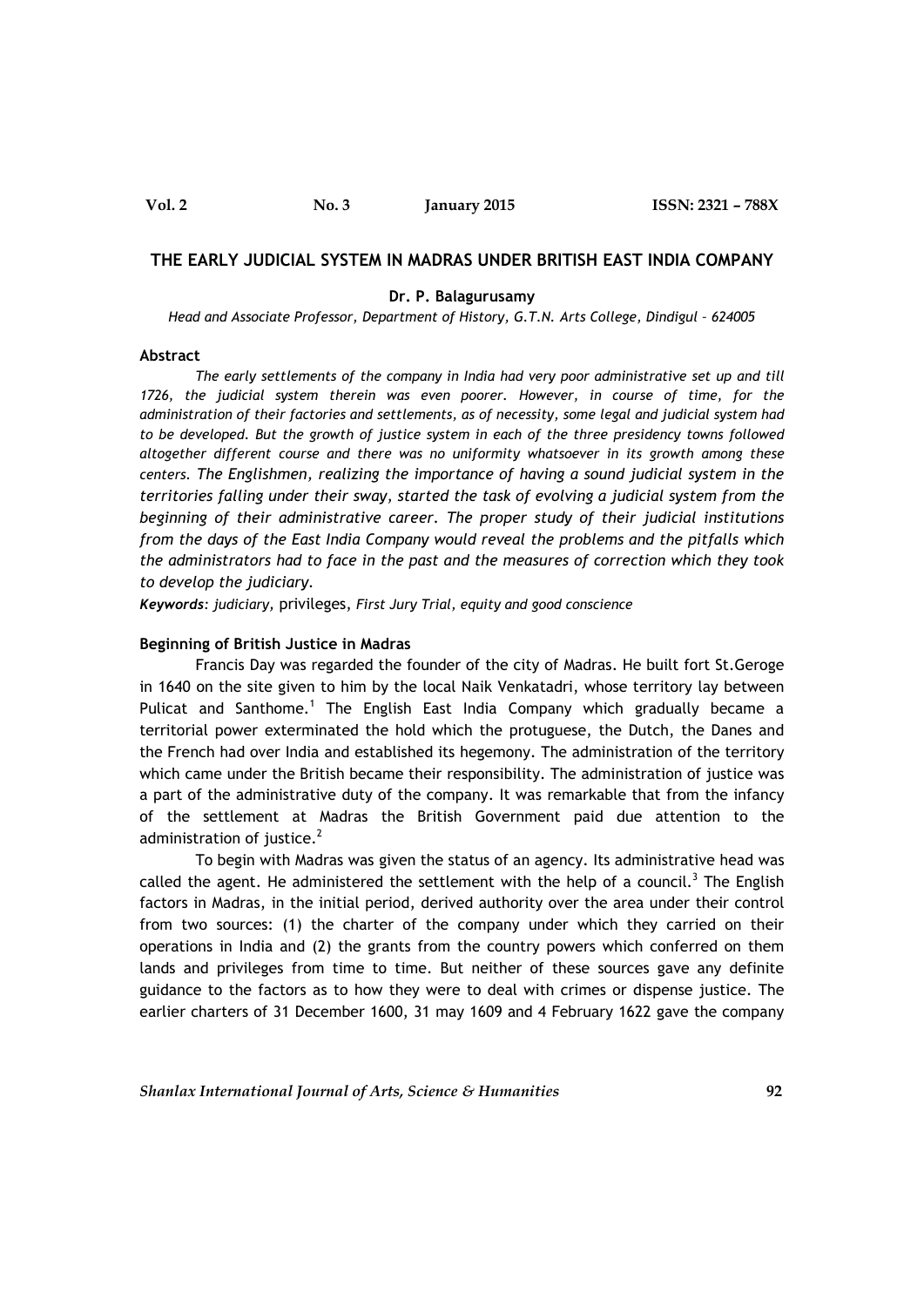# THE EARLY JUDICIAL SYSTEM IN MADRAS UNDER BRITISH EAST INDIA COMPANY

**Dr. P. Balagurusamy**

*Head and Associate Professor, Department of History, G.T.N. Arts College, Dindigul – 624005*

## Abstract

*The early settlements of the company in India had very poor administrative set up and till 1726, the judicial system therein was even poorer. However, in course of time, for the administration of their factories and settlements, as of necessity, some legal and judicial system had to be developed. But the growth of justice system in each of the three presidency towns followed altogether different course and there was no uniformity whatsoever in its growth among these centers. The Englishmen, realizing the importance of having a sound judicial system in the territories falling under their sway, started the task of evolving a judicial system from the beginning of their administrative career. The proper study of their judicial institutions from the days of the East India Company would reveal the problems and the pitfalls which the administrators had to face in the past and the measures of correction which they took to develop the judiciary.*

***Keywords***: *judiciary,* privileges, *First Jury Trial, equity and good conscience*

## Beginning of British Justice in Madras

Francis Day was regarded the founder of the city of Madras. He built fort St.Geroge in 1640 on the site given to him by the local Naik Venkatadri, whose territory lay between Pulicat and Santhome.[1] The English East India Company which gradually became a territorial power exterminated the hold which the protuguese, the Dutch, the Danes and the French had over India and established its hegemony. The administration of the territory which came under the British became their responsibility. The administration of justice was a part of the administrative duty of the company. It was remarkable that from the infancy of the settlement at Madras the British Government paid due attention to the administration of justice.[2]

To begin with Madras was given the status of an agency. Its administrative head was called the agent. He administered the settlement with the help of a council.[3] The English factors in Madras, in the initial period, derived authority over the area under their control from two sources: (1) the charter of the company under which they carried on their operations in India and (2) the grants from the country powers which conferred on them lands and privileges from time to time. But neither of these sources gave any definite guidance to the factors as to how they were to deal with crimes or dispense justice. The earlier charters of 31 December 1600, 31 may 1609 and 4 February 1622 gave the company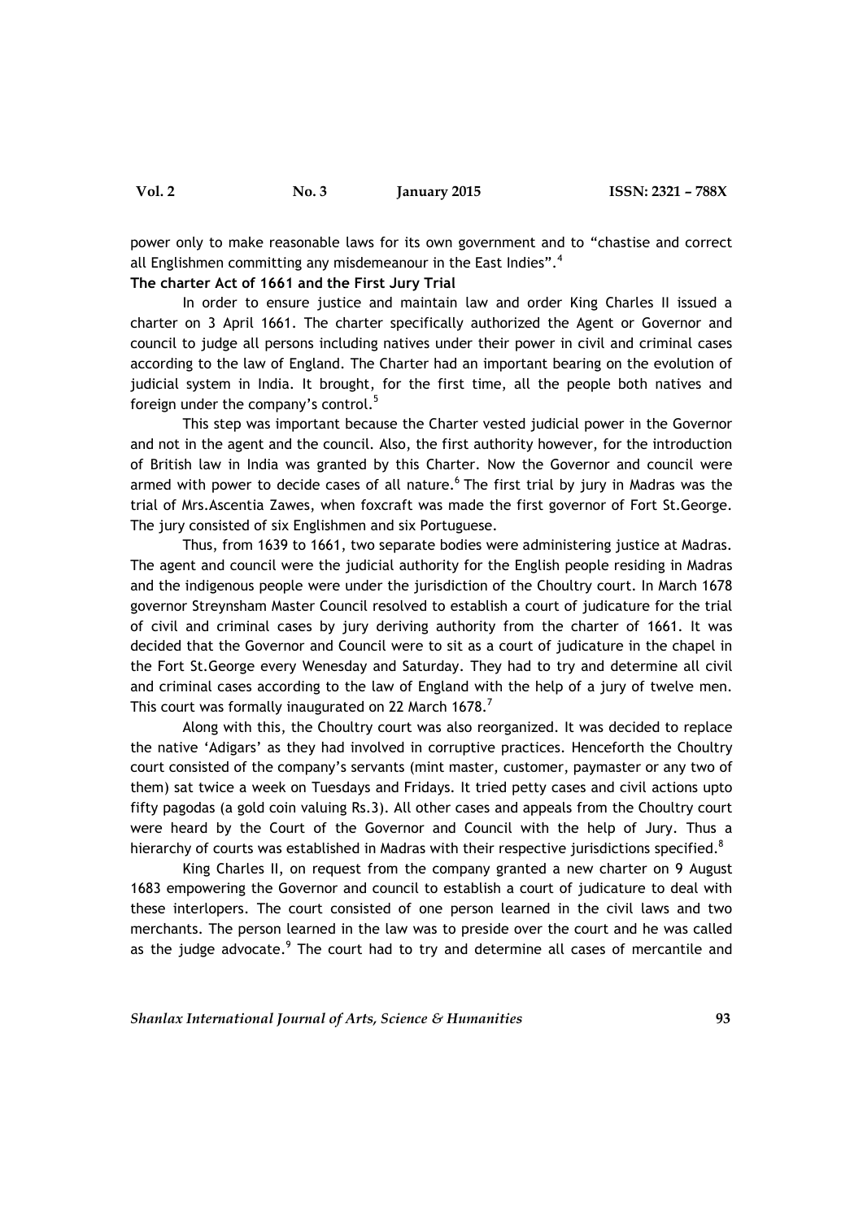power only to make reasonable laws for its own government and to "chastise and correct all Englishmen committing any misdemeanour in the East Indies".[4]

**The charter Act of 1661 and the First Jury Trial**

In order to ensure justice and maintain law and order King Charles II issued a charter on 3 April 1661. The charter specifically authorized the Agent or Governor and council to judge all persons including natives under their power in civil and criminal cases according to the law of England. The Charter had an important bearing on the evolution of judicial system in India. It brought, for the first time, all the people both natives and foreign under the company's control.[5]

This step was important because the Charter vested judicial power in the Governor and not in the agent and the council. Also, the first authority however, for the introduction of British law in India was granted by this Charter. Now the Governor and council were armed with power to decide cases of all nature.[6] The first trial by jury in Madras was the trial of Mrs.Ascentia Zawes, when foxcraft was made the first governor of Fort St.George. The jury consisted of six Englishmen and six Portuguese.

Thus, from 1639 to 1661, two separate bodies were administering justice at Madras. The agent and council were the judicial authority for the English people residing in Madras and the indigenous people were under the jurisdiction of the Choultry court. In March 1678 governor Streynsham Master Council resolved to establish a court of judicature for the trial of civil and criminal cases by jury deriving authority from the charter of 1661. It was decided that the Governor and Council were to sit as a court of judicature in the chapel in the Fort St.George every Wenesday and Saturday. They had to try and determine all civil and criminal cases according to the law of England with the help of a jury of twelve men. This court was formally inaugurated on 22 March 1678.[7]

Along with this, the Choultry court was also reorganized. It was decided to replace the native 'Adigars' as they had involved in corruptive practices. Henceforth the Choultry court consisted of the company's servants (mint master, customer, paymaster or any two of them) sat twice a week on Tuesdays and Fridays. It tried petty cases and civil actions upto fifty pagodas (a gold coin valuing Rs.3). All other cases and appeals from the Choultry court were heard by the Court of the Governor and Council with the help of Jury. Thus a hierarchy of courts was established in Madras with their respective jurisdictions specified.[8]

King Charles II, on request from the company granted a new charter on 9 August 1683 empowering the Governor and council to establish a court of judicature to deal with these interlopers. The court consisted of one person learned in the civil laws and two merchants. The person learned in the law was to preside over the court and he was called as the judge advocate.[9] The court had to try and determine all cases of mercantile and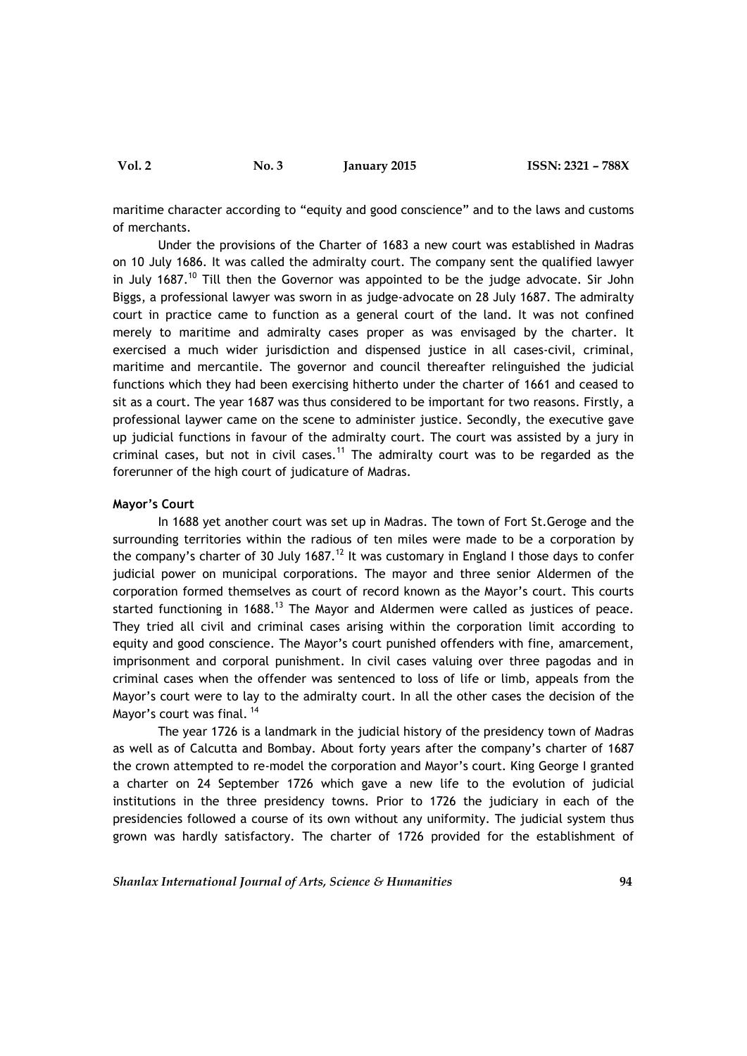maritime character according to "equity and good conscience" and to the laws and customs of merchants.

Under the provisions of the Charter of 1683 a new court was established in Madras on 10 July 1686. It was called the admiralty court. The company sent the qualified lawyer in July 1687.[10] Till then the Governor was appointed to be the judge advocate. Sir John Biggs, a professional lawyer was sworn in as judge-advocate on 28 July 1687. The admiralty court in practice came to function as a general court of the land. It was not confined merely to maritime and admiralty cases proper as was envisaged by the charter. It exercised a much wider jurisdiction and dispensed justice in all cases-civil, criminal, maritime and mercantile. The governor and council thereafter relinguished the judicial functions which they had been exercising hitherto under the charter of 1661 and ceased to sit as a court. The year 1687 was thus considered to be important for two reasons. Firstly, a professional laywer came on the scene to administer justice. Secondly, the executive gave up judicial functions in favour of the admiralty court. The court was assisted by a jury in criminal cases, but not in civil cases.[11] The admiralty court was to be regarded as the forerunner of the high court of judicature of Madras.

**Mayor's Court**

In 1688 yet another court was set up in Madras. The town of Fort St.Geroge and the surrounding territories within the radious of ten miles were made to be a corporation by the company's charter of 30 July 1687.[12] It was customary in England I those days to confer judicial power on municipal corporations. The mayor and three senior Aldermen of the corporation formed themselves as court of record known as the Mayor's court. This courts started functioning in 1688.[13] The Mayor and Aldermen were called as justices of peace. They tried all civil and criminal cases arising within the corporation limit according to equity and good conscience. The Mayor's court punished offenders with fine, amarcement, imprisonment and corporal punishment. In civil cases valuing over three pagodas and in criminal cases when the offender was sentenced to loss of life or limb, appeals from the Mayor's court were to lay to the admiralty court. In all the other cases the decision of the Mayor's court was final.[14]

The year 1726 is a landmark in the judicial history of the presidency town of Madras as well as of Calcutta and Bombay. About forty years after the company's charter of 1687 the crown attempted to re-model the corporation and Mayor's court. King George I granted a charter on 24 September 1726 which gave a new life to the evolution of judicial institutions in the three presidency towns. Prior to 1726 the judiciary in each of the presidencies followed a course of its own without any uniformity. The judicial system thus grown was hardly satisfactory. The charter of 1726 provided for the establishment of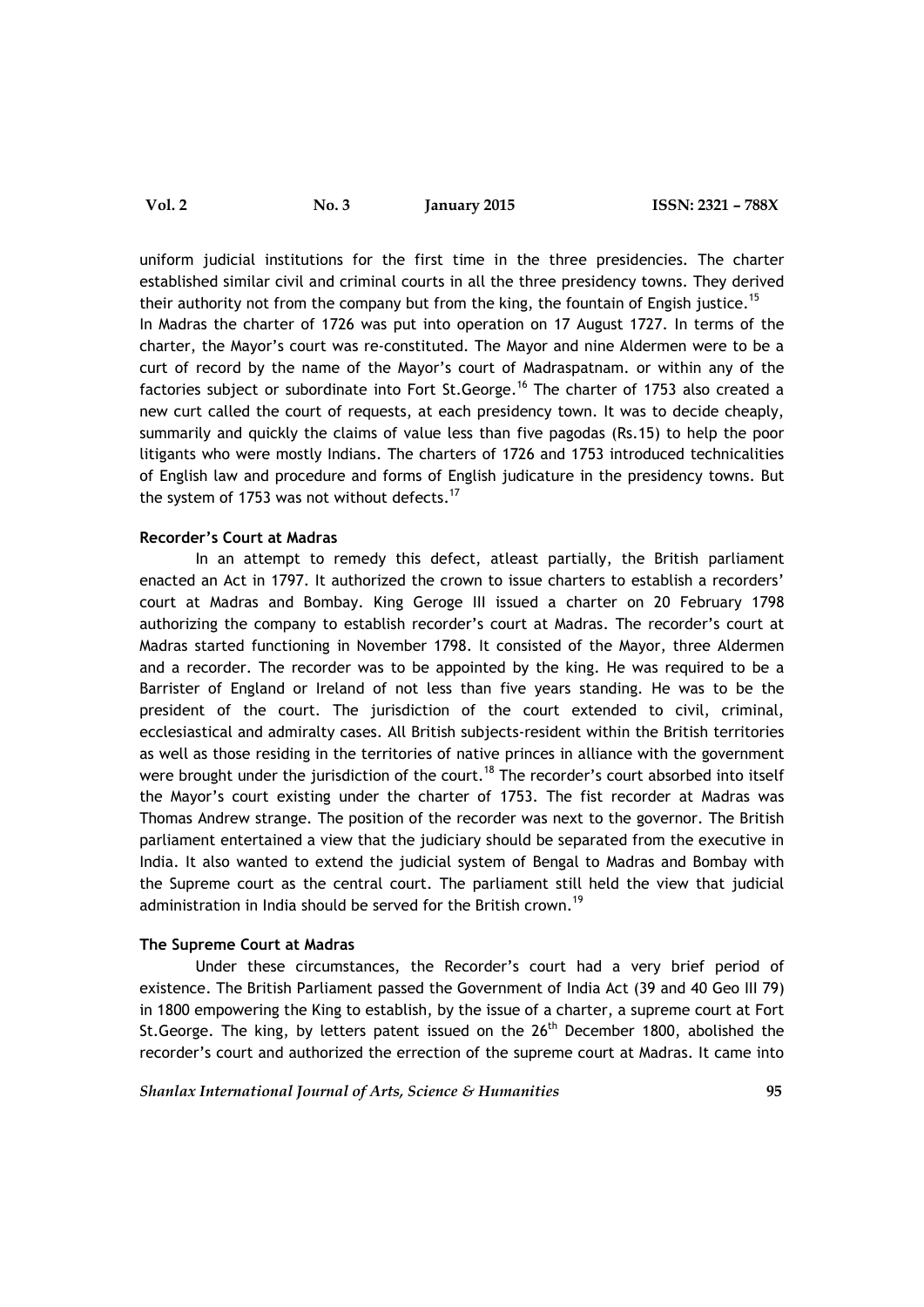uniform judicial institutions for the first time in the three presidencies. The charter established similar civil and criminal courts in all the three presidency towns. They derived their authority not from the company but from the king, the fountain of Engish justice.[15]

In Madras the charter of 1726 was put into operation on 17 August 1727. In terms of the charter, the Mayor's court was re-constituted. The Mayor and nine Aldermen were to be a curt of record by the name of the Mayor's court of Madraspatnam. or within any of the factories subject or subordinate into Fort St.George.[16] The charter of 1753 also created a new curt called the court of requests, at each presidency town. It was to decide cheaply, summarily and quickly the claims of value less than five pagodas (Rs.15) to help the poor litigants who were mostly Indians. The charters of 1726 and 1753 introduced technicalities of English law and procedure and forms of English judicature in the presidency towns. But the system of 1753 was not without defects.[17]

**Recorder's Court at Madras**

In an attempt to remedy this defect, atleast partially, the British parliament enacted an Act in 1797. It authorized the crown to issue charters to establish a recorders' court at Madras and Bombay. King Geroge III issued a charter on 20 February 1798 authorizing the company to establish recorder's court at Madras. The recorder's court at Madras started functioning in November 1798. It consisted of the Mayor, three Aldermen and a recorder. The recorder was to be appointed by the king. He was required to be a Barrister of England or Ireland of not less than five years standing. He was to be the president of the court. The jurisdiction of the court extended to civil, criminal, ecclesiastical and admiralty cases. All British subjects-resident within the British territories as well as those residing in the territories of native princes in alliance with the government were brought under the jurisdiction of the court.[18] The recorder's court absorbed into itself the Mayor's court existing under the charter of 1753. The fist recorder at Madras was Thomas Andrew strange. The position of the recorder was next to the governor. The British parliament entertained a view that the judiciary should be separated from the executive in India. It also wanted to extend the judicial system of Bengal to Madras and Bombay with the Supreme court as the central court. The parliament still held the view that judicial administration in India should be served for the British crown.[19]

**The Supreme Court at Madras**

Under these circumstances, the Recorder's court had a very brief period of existence. The British Parliament passed the Government of India Act (39 and 40 Geo III 79) in 1800 empowering the King to establish, by the issue of a charter, a supreme court at Fort St.George. The king, by letters patent issued on the 26th December 1800, abolished the recorder's court and authorized the errection of the supreme court at Madras. It came into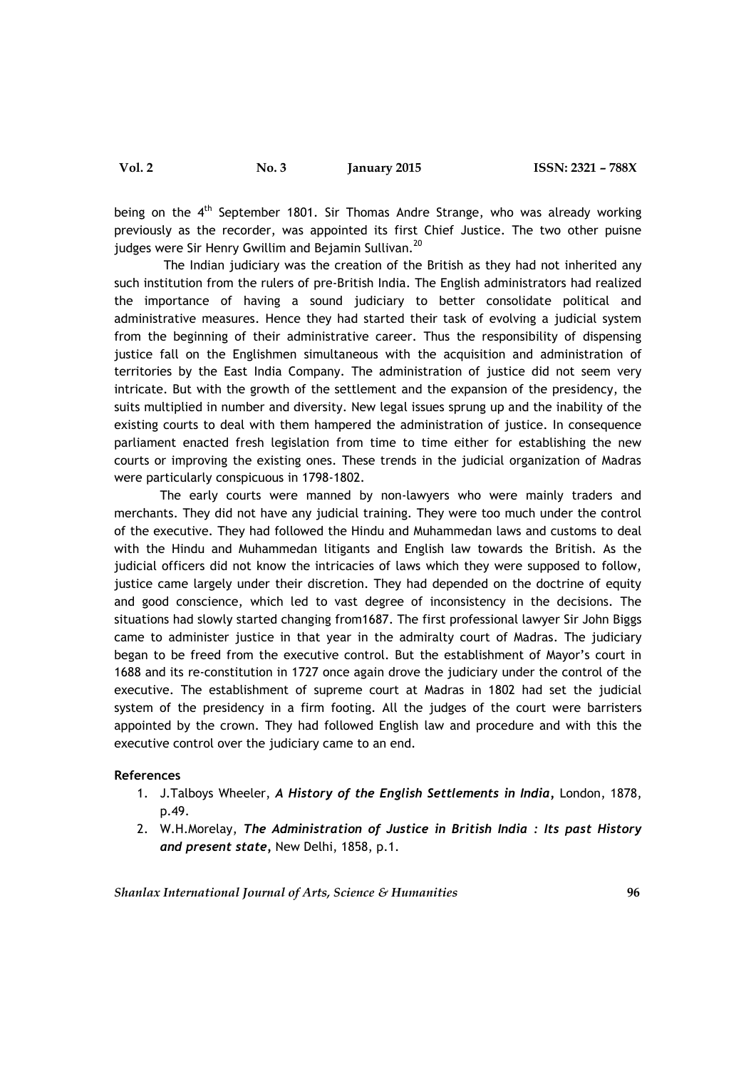being on the 4th September 1801. Sir Thomas Andre Strange, who was already working previously as the recorder, was appointed its first Chief Justice. The two other puisne judges were Sir Henry Gwillim and Bejamin Sullivan.[20]

The Indian judiciary was the creation of the British as they had not inherited any such institution from the rulers of pre-British India. The English administrators had realized the importance of having a sound judiciary to better consolidate political and administrative measures. Hence they had started their task of evolving a judicial system from the beginning of their administrative career. Thus the responsibility of dispensing justice fall on the Englishmen simultaneous with the acquisition and administration of territories by the East India Company. The administration of justice did not seem very intricate. But with the growth of the settlement and the expansion of the presidency, the suits multiplied in number and diversity. New legal issues sprung up and the inability of the existing courts to deal with them hampered the administration of justice. In consequence parliament enacted fresh legislation from time to time either for establishing the new courts or improving the existing ones. These trends in the judicial organization of Madras were particularly conspicuous in 1798-1802.

The early courts were manned by non-lawyers who were mainly traders and merchants. They did not have any judicial training. They were too much under the control of the executive. They had followed the Hindu and Muhammedan laws and customs to deal with the Hindu and Muhammedan litigants and English law towards the British. As the judicial officers did not know the intricacies of laws which they were supposed to follow, justice came largely under their discretion. They had depended on the doctrine of equity and good conscience, which led to vast degree of inconsistency in the decisions. The situations had slowly started changing from1687. The first professional lawyer Sir John Biggs came to administer justice in that year in the admiralty court of Madras. The judiciary began to be freed from the executive control. But the establishment of Mayor's court in 1688 and its re-constitution in 1727 once again drove the judiciary under the control of the executive. The establishment of supreme court at Madras in 1802 had set the judicial system of the presidency in a firm footing. All the judges of the court were barristers appointed by the crown. They had followed English law and procedure and with this the executive control over the judiciary came to an end.

**References**

1. J.Talboys Wheeler, ***A History of the English Settlements in India*****,** London, 1878, p.49.
2. W.H.Morelay, ***The Administration of Justice in British India : Its past History and present state*****,** New Delhi, 1858, p.1.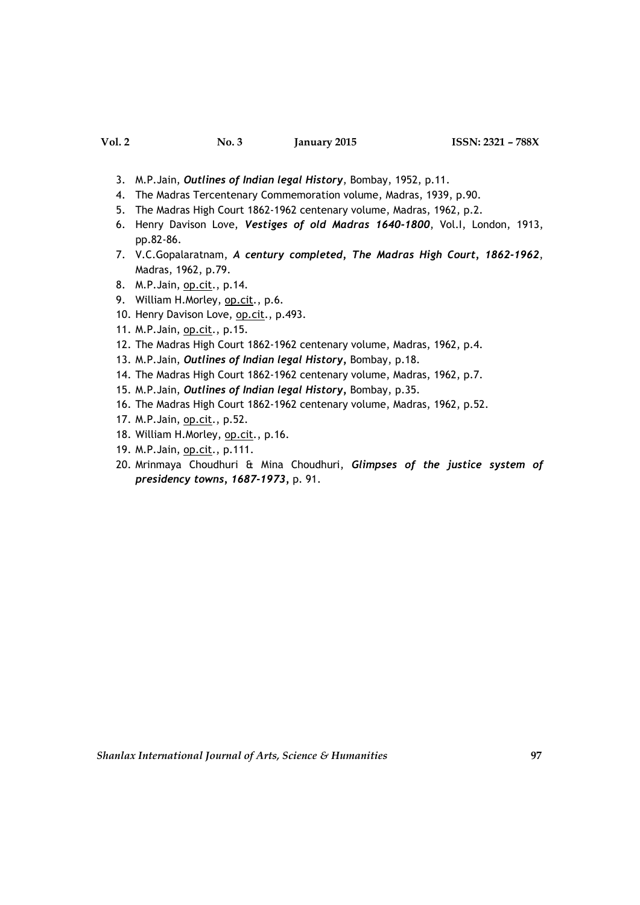3. M.P.Jain, ***Outlines of Indian legal History***, Bombay, 1952, p.11.
4. The Madras Tercentenary Commemoration volume, Madras, 1939, p.90.
5. The Madras High Court 1862-1962 centenary volume, Madras, 1962, p.2.
6. Henry Davison Love, ***Vestiges of old Madras 1640-1800***, Vol.I, London, 1913, pp.82-86.
7. V.C.Gopalaratnam, ***A century completed, The Madras High Court, 1862-1962***, Madras, 1962, p.79.
8. M.P.Jain, op.cit., p.14.
9. William H.Morley, op.cit., p.6.
10. Henry Davison Love, op.cit., p.493.
11. M.P.Jain, op.cit., p.15.
12. The Madras High Court 1862-1962 centenary volume, Madras, 1962, p.4.
13. M.P.Jain, ***Outlines of Indian legal History***, Bombay, p.18.
14. The Madras High Court 1862-1962 centenary volume, Madras, 1962, p.7.
15. M.P.Jain, ***Outlines of Indian legal History***, Bombay, p.35.
16. The Madras High Court 1862-1962 centenary volume, Madras, 1962, p.52.
17. M.P.Jain, op.cit., p.52.
18. William H.Morley, op.cit., p.16.
19. M.P.Jain, op.cit., p.111.
20. Mrinmaya Choudhuri & Mina Choudhuri, ***Glimpses of the justice system of presidency towns, 1687-1973***, p. 91.